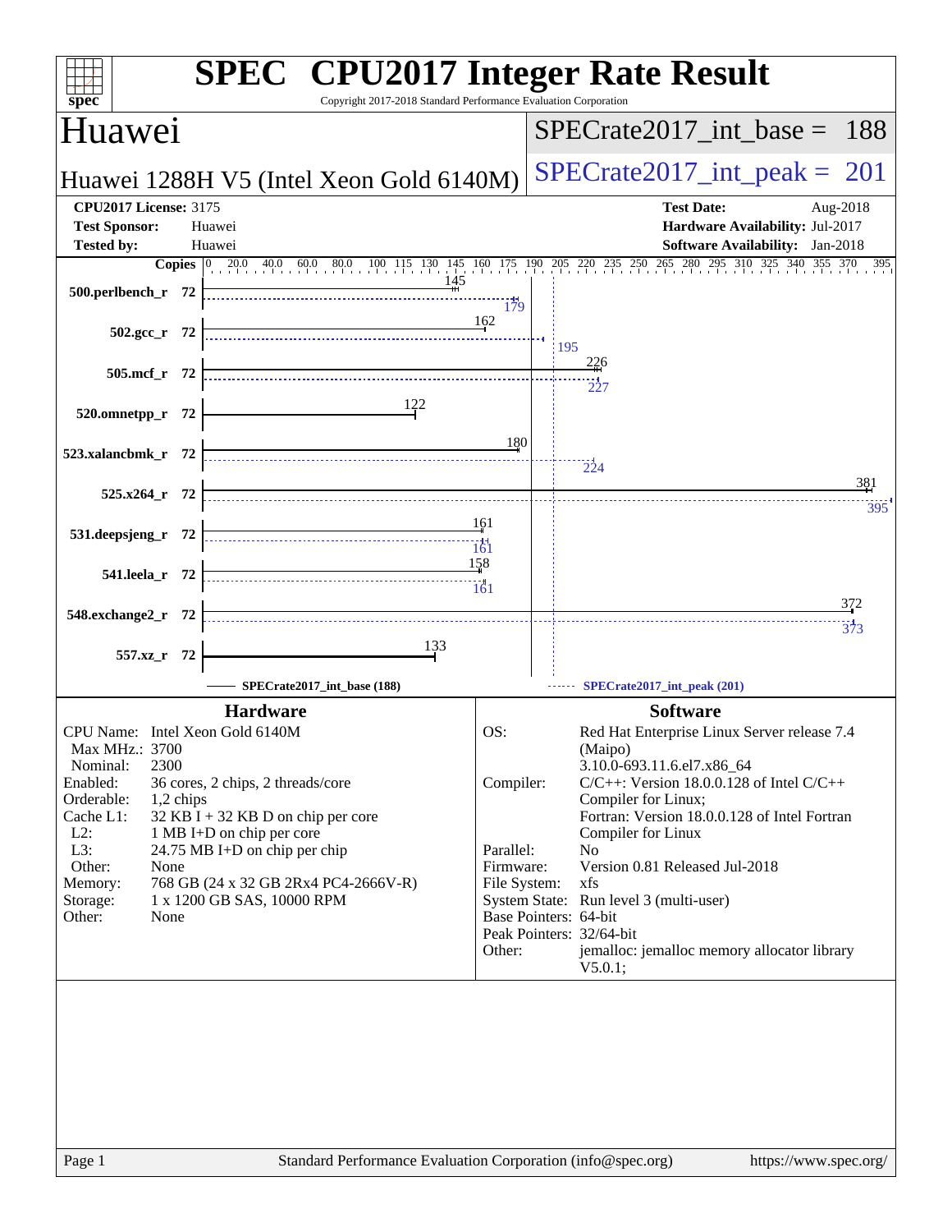# SPEC CPU2017 Integer Rate Result

Copyright 2017-2018 Standard Performance Evaluation Corporation

## Huawei

**Huawei 1288H V5 (Intel Xeon Gold 6140M)**

SPECrate2017_int_base = 188

SPECrate2017_int_peak = 201

**CPU2017 License:** 3175
**Test Sponsor:** Huawei
**Tested by:** Huawei

**Test Date:** Aug-2018
**Hardware Availability:** Jul-2017
**Software Availability:** Jan-2018

| Benchmark | Copies | SPECrate2017_int_base (188) | SPECrate2017_int_peak (201) |
|---|---|---|---|
| 500.perlbench_r | 72 | 145 | 179 |
| 502.gcc_r | 72 | 162 | 195 |
| 505.mcf_r | 72 | 226 | 227 |
| 520.omnetpp_r | 72 | 122 | |
| 523.xalancbmk_r | 72 | 180 | 224 |
| 525.x264_r | 72 | 381 | 395 |
| 531.deepsjeng_r | 72 | 161 | 161 |
| 541.leela_r | 72 | 158 | 161 |
| 548.exchange2_r | 72 | 372 | 373 |
| 557.xz_r | 72 | 133 | |

### Hardware

| | |
|---|---|
| CPU Name: | Intel Xeon Gold 6140M |
| Max MHz.: | 3700 |
| Nominal: | 2300 |
| Enabled: | 36 cores, 2 chips, 2 threads/core |
| Orderable: | 1,2 chips |
| Cache L1: | 32 KB I + 32 KB D on chip per core |
| L2: | 1 MB I+D on chip per core |
| L3: | 24.75 MB I+D on chip per chip |
| Other: | None |
| Memory: | 768 GB (24 x 32 GB 2Rx4 PC4-2666V-R) |
| Storage: | 1 x 1200 GB SAS, 10000 RPM |
| Other: | None |

### Software

| | |
|---|---|
| OS: | Red Hat Enterprise Linux Server release 7.4 (Maipo) 3.10.0-693.11.6.el7.x86_64 |
| Compiler: | C/C++: Version 18.0.0.128 of Intel C/C++ Compiler for Linux; Fortran: Version 18.0.0.128 of Intel Fortran Compiler for Linux |
| Parallel: | No |
| Firmware: | Version 0.81 Released Jul-2018 |
| File System: | xfs |
| System State: | Run level 3 (multi-user) |
| Base Pointers: | 64-bit |
| Peak Pointers: | 32/64-bit |
| Other: | jemalloc: jemalloc memory allocator library V5.0.1; |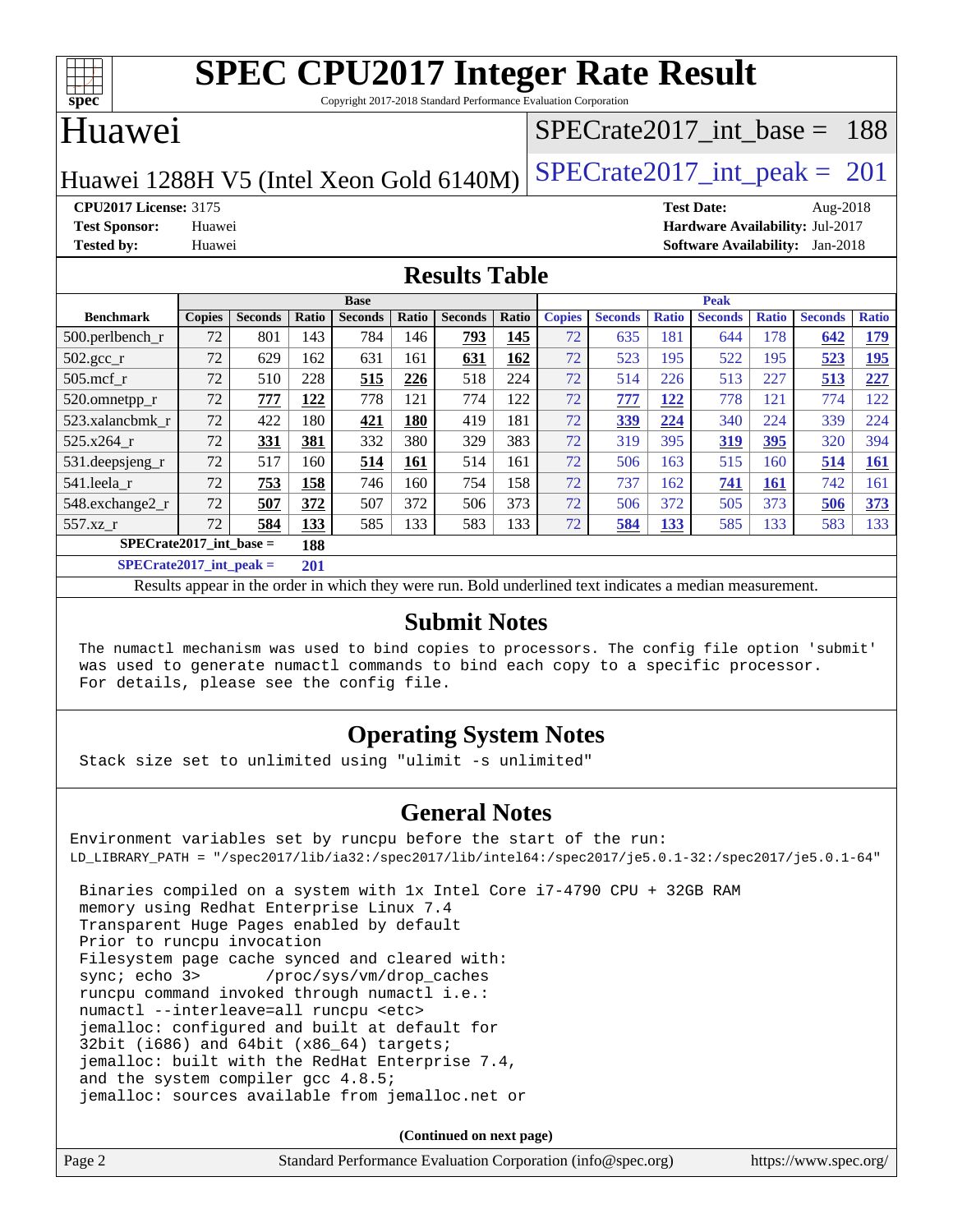# SPEC CPU2017 Integer Rate Result

Copyright 2017-2018 Standard Performance Evaluation Corporation

## Huawei

Huawei 1288H V5 (Intel Xeon Gold 6140M)

SPECrate2017_int_base = 188

SPECrate2017_int_peak = 201

**CPU2017 License:** 3175
**Test Sponsor:** Huawei
**Tested by:** Huawei

**Test Date:** Aug-2018
**Hardware Availability:** Jul-2017
**Software Availability:** Jan-2018

## Results Table

| Benchmark | Base | | | | | | | Peak | | | | | | |
|---|---|---|---|---|---|---|---|---|---|---|---|---|---|---|
| | Copies | Seconds | Ratio | Seconds | Ratio | Seconds | Ratio | Copies | Seconds | Ratio | Seconds | Ratio | Seconds | Ratio |
| 500.perlbench_r | 72 | 801 | 143 | 784 | 146 | **793** | **145** | 72 | 635 | 181 | 644 | 178 | **642** | **179** |
| 502.gcc_r | 72 | 629 | 162 | 631 | 161 | **631** | **162** | 72 | 523 | 195 | 522 | 195 | **523** | **195** |
| 505.mcf_r | 72 | 510 | 228 | **515** | **226** | 518 | 224 | 72 | 514 | 226 | 513 | 227 | **513** | **227** |
| 520.omnetpp_r | 72 | **777** | **122** | 778 | 121 | 774 | 122 | 72 | **777** | **122** | 778 | 121 | 774 | 122 |
| 523.xalancbmk_r | 72 | 422 | 180 | **421** | **180** | 419 | 181 | 72 | **339** | **224** | 340 | 224 | 339 | 224 |
| 525.x264_r | 72 | **331** | **381** | 332 | 380 | 329 | 383 | 72 | 319 | 395 | **319** | **395** | 320 | 394 |
| 531.deepsjeng_r | 72 | 517 | 160 | **514** | **161** | 514 | 161 | 72 | 506 | 163 | 515 | 160 | **514** | **161** |
| 541.leela_r | 72 | **753** | **158** | 746 | 160 | 754 | 158 | 72 | 737 | 162 | **741** | **161** | 742 | 161 |
| 548.exchange2_r | 72 | **507** | **372** | 507 | 372 | 506 | 373 | 72 | 506 | 372 | 505 | 373 | **506** | **373** |
| 557.xz_r | 72 | **584** | **133** | 585 | 133 | 583 | 133 | 72 | **584** | **133** | 585 | 133 | 583 | 133 |

**SPECrate2017_int_base = 188**

**SPECrate2017_int_peak = 201**

Results appear in the order in which they were run. Bold underlined text indicates a median measurement.

## Submit Notes

```
The numactl mechanism was used to bind copies to processors. The config file option 'submit'
was used to generate numactl commands to bind each copy to a specific processor.
For details, please see the config file.
```

## Operating System Notes

```
Stack size set to unlimited using "ulimit -s unlimited"
```

## General Notes

```
Environment variables set by runcpu before the start of the run:
LD_LIBRARY_PATH = "/spec2017/lib/ia32:/spec2017/lib/intel64:/spec2017/je5.0.1-32:/spec2017/je5.0.1-64"

 Binaries compiled on a system with 1x Intel Core i7-4790 CPU + 32GB RAM
 memory using Redhat Enterprise Linux 7.4
 Transparent Huge Pages enabled by default
 Prior to runcpu invocation
 Filesystem page cache synced and cleared with:
 sync; echo 3>       /proc/sys/vm/drop_caches
 runcpu command invoked through numactl i.e.:
 numactl --interleave=all runcpu <etc>
 jemalloc: configured and built at default for
 32bit (i686) and 64bit (x86_64) targets;
 jemalloc: built with the RedHat Enterprise 7.4,
 and the system compiler gcc 4.8.5;
 jemalloc: sources available from jemalloc.net or
```

**(Continued on next page)**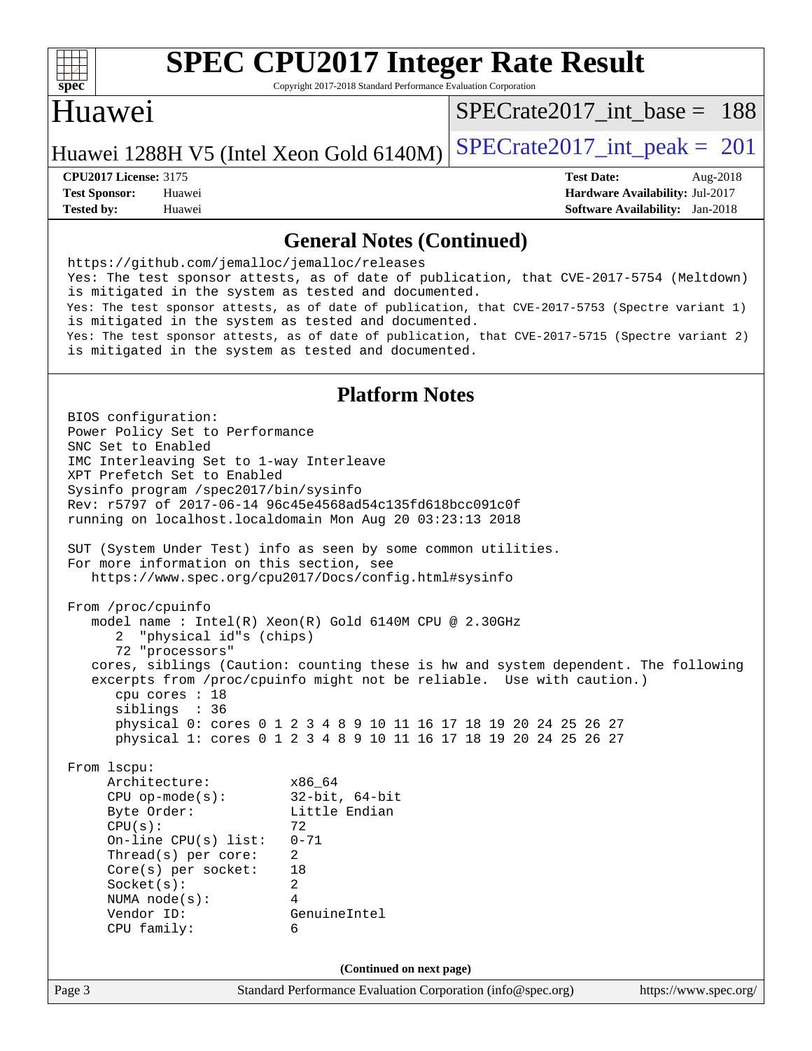# SPEC CPU2017 Integer Rate Result

Copyright 2017-2018 Standard Performance Evaluation Corporation

## Huawei

Huawei 1288H V5 (Intel Xeon Gold 6140M)

SPECrate2017_int_base = 188

SPECrate2017_int_peak = 201

**CPU2017 License:** 3175
**Test Sponsor:** Huawei
**Tested by:** Huawei

**Test Date:** Aug-2018
**Hardware Availability:** Jul-2017
**Software Availability:** Jan-2018

### General Notes (Continued)

```
https://github.com/jemalloc/jemalloc/releases
Yes: The test sponsor attests, as of date of publication, that CVE-2017-5754 (Meltdown)
is mitigated in the system as tested and documented.
Yes: The test sponsor attests, as of date of publication, that CVE-2017-5753 (Spectre variant 1)
is mitigated in the system as tested and documented.
Yes: The test sponsor attests, as of date of publication, that CVE-2017-5715 (Spectre variant 2)
is mitigated in the system as tested and documented.
```

### Platform Notes

```
BIOS configuration:
Power Policy Set to Performance
SNC Set to Enabled
IMC Interleaving Set to 1-way Interleave
XPT Prefetch Set to Enabled
Sysinfo program /spec2017/bin/sysinfo
Rev: r5797 of 2017-06-14 96c45e4568ad54c135fd618bcc091c0f
running on localhost.localdomain Mon Aug 20 03:23:13 2018

SUT (System Under Test) info as seen by some common utilities.
For more information on this section, see
   https://www.spec.org/cpu2017/Docs/config.html#sysinfo

From /proc/cpuinfo
   model name : Intel(R) Xeon(R) Gold 6140M CPU @ 2.30GHz
      2  "physical id"s (chips)
      72 "processors"
   cores, siblings (Caution: counting these is hw and system dependent. The following
   excerpts from /proc/cpuinfo might not be reliable.  Use with caution.)
      cpu cores : 18
      siblings  : 36
      physical 0: cores 0 1 2 3 4 8 9 10 11 16 17 18 19 20 24 25 26 27
      physical 1: cores 0 1 2 3 4 8 9 10 11 16 17 18 19 20 24 25 26 27

From lscpu:
     Architecture:          x86_64
     CPU op-mode(s):        32-bit, 64-bit
     Byte Order:            Little Endian
     CPU(s):                72
     On-line CPU(s) list:   0-71
     Thread(s) per core:    2
     Core(s) per socket:    18
     Socket(s):             2
     NUMA node(s):          4
     Vendor ID:             GenuineIntel
     CPU family:            6
```

(Continued on next page)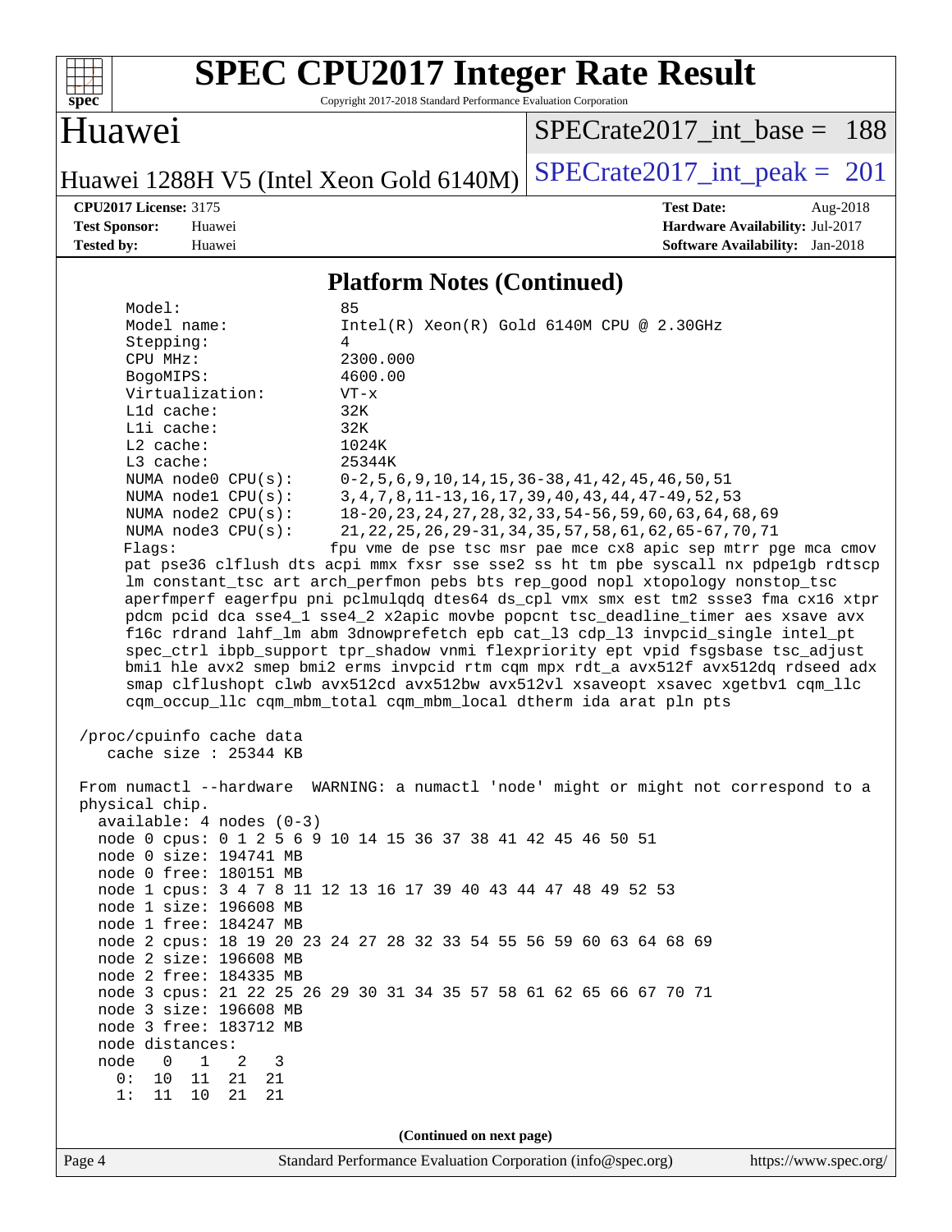# SPEC CPU2017 Integer Rate Result

Copyright 2017-2018 Standard Performance Evaluation Corporation

## Huawei

Huawei 1288H V5 (Intel Xeon Gold 6140M)

SPECrate2017_int_base = 188

SPECrate2017_int_peak = 201

**CPU2017 License:** 3175
**Test Sponsor:** Huawei
**Tested by:** Huawei

**Test Date:** Aug-2018
**Hardware Availability:** Jul-2017
**Software Availability:** Jan-2018

### Platform Notes (Continued)

```
    Model:                 85
    Model name:            Intel(R) Xeon(R) Gold 6140M CPU @ 2.30GHz
    Stepping:              4
    CPU MHz:               2300.000
    BogoMIPS:              4600.00
    Virtualization:        VT-x
    L1d cache:             32K
    L1i cache:             32K
    L2 cache:              1024K
    L3 cache:              25344K
    NUMA node0 CPU(s):     0-2,5,6,9,10,14,15,36-38,41,42,45,46,50,51
    NUMA node1 CPU(s):     3,4,7,8,11-13,16,17,39,40,43,44,47-49,52,53
    NUMA node2 CPU(s):     18-20,23,24,27,28,32,33,54-56,59,60,63,64,68,69
    NUMA node3 CPU(s):     21,22,25,26,29-31,34,35,57,58,61,62,65-67,70,71
    Flags:                 fpu vme de pse tsc msr pae mce cx8 apic sep mtrr pge mca cmov
    pat pse36 clflush dts acpi mmx fxsr sse sse2 ss ht tm pbe syscall nx pdpe1gb rdtscp
    lm constant_tsc art arch_perfmon pebs bts rep_good nopl xtopology nonstop_tsc
    aperfmperf eagerfpu pni pclmulqdq dtes64 ds_cpl vmx smx est tm2 ssse3 fma cx16 xtpr
    pdcm pcid dca sse4_1 sse4_2 x2apic movbe popcnt tsc_deadline_timer aes xsave avx
    f16c rdrand lahf_lm abm 3dnowprefetch epb cat_l3 cdp_l3 invpcid_single intel_pt
    spec_ctrl ibpb_support tpr_shadow vnmi flexpriority ept vpid fsgsbase tsc_adjust
    bmi1 hle avx2 smep bmi2 erms invpcid rtm cqm mpx rdt_a avx512f avx512dq rdseed adx
    smap clflushopt clwb avx512cd avx512bw avx512vl xsaveopt xsavec xgetbv1 cqm_llc
    cqm_occup_llc cqm_mbm_total cqm_mbm_local dtherm ida arat pln pts

 /proc/cpuinfo cache data
    cache size : 25344 KB

 From numactl --hardware  WARNING: a numactl 'node' might or might not correspond to a
 physical chip.
   available: 4 nodes (0-3)
   node 0 cpus: 0 1 2 5 6 9 10 14 15 36 37 38 41 42 45 46 50 51
   node 0 size: 194741 MB
   node 0 free: 180151 MB
   node 1 cpus: 3 4 7 8 11 12 13 16 17 39 40 43 44 47 48 49 52 53
   node 1 size: 196608 MB
   node 1 free: 184247 MB
   node 2 cpus: 18 19 20 23 24 27 28 32 33 54 55 56 59 60 63 64 68 69
   node 2 size: 196608 MB
   node 2 free: 184335 MB
   node 3 cpus: 21 22 25 26 29 30 31 34 35 57 58 61 62 65 66 67 70 71
   node 3 size: 196608 MB
   node 3 free: 183712 MB
   node distances:
   node   0   1   2   3
     0:  10  11  21  21
     1:  11  10  21  21
```

(Continued on next page)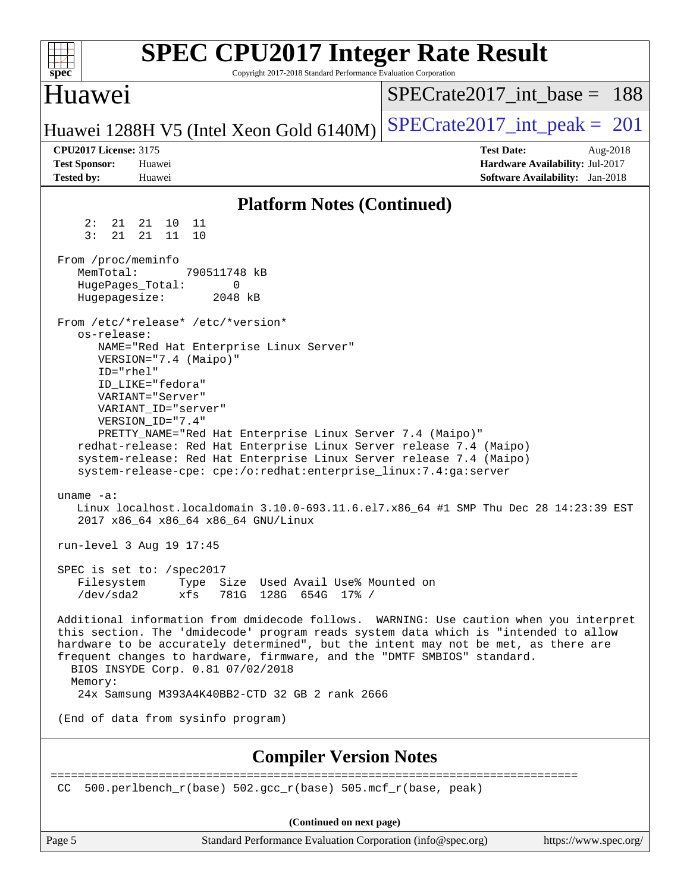# SPEC CPU2017 Integer Rate Result

Copyright 2017-2018 Standard Performance Evaluation Corporation

## Huawei

Huawei 1288H V5 (Intel Xeon Gold 6140M)

SPECrate2017_int_base = 188

SPECrate2017_int_peak = 201

**CPU2017 License:** 3175
**Test Sponsor:** Huawei
**Tested by:** Huawei

**Test Date:** Aug-2018
**Hardware Availability:** Jul-2017
**Software Availability:** Jan-2018

### Platform Notes (Continued)

```
     2:  21  21  10  11
     3:  21  21  11  10

 From /proc/meminfo
    MemTotal:       790511748 kB
    HugePages_Total:       0
    Hugepagesize:       2048 kB

 From /etc/*release* /etc/*version*
    os-release:
       NAME="Red Hat Enterprise Linux Server"
       VERSION="7.4 (Maipo)"
       ID="rhel"
       ID_LIKE="fedora"
       VARIANT="Server"
       VARIANT_ID="server"
       VERSION_ID="7.4"
       PRETTY_NAME="Red Hat Enterprise Linux Server 7.4 (Maipo)"
    redhat-release: Red Hat Enterprise Linux Server release 7.4 (Maipo)
    system-release: Red Hat Enterprise Linux Server release 7.4 (Maipo)
    system-release-cpe: cpe:/o:redhat:enterprise_linux:7.4:ga:server

 uname -a:
    Linux localhost.localdomain 3.10.0-693.11.6.el7.x86_64 #1 SMP Thu Dec 28 14:23:39 EST
    2017 x86_64 x86_64 x86_64 GNU/Linux

 run-level 3 Aug 19 17:45

 SPEC is set to: /spec2017
    Filesystem     Type  Size  Used Avail Use% Mounted on
    /dev/sda2      xfs   781G  128G  654G  17% /

 Additional information from dmidecode follows.  WARNING: Use caution when you interpret
 this section. The 'dmidecode' program reads system data which is "intended to allow
 hardware to be accurately determined", but the intent may not be met, as there are
 frequent changes to hardware, firmware, and the "DMTF SMBIOS" standard.
   BIOS INSYDE Corp. 0.81 07/02/2018
   Memory:
    24x Samsung M393A4K40BB2-CTD 32 GB 2 rank 2666

 (End of data from sysinfo program)
```

### Compiler Version Notes

```
==============================================================================
 CC  500.perlbench_r(base) 502.gcc_r(base) 505.mcf_r(base, peak)
```

(Continued on next page)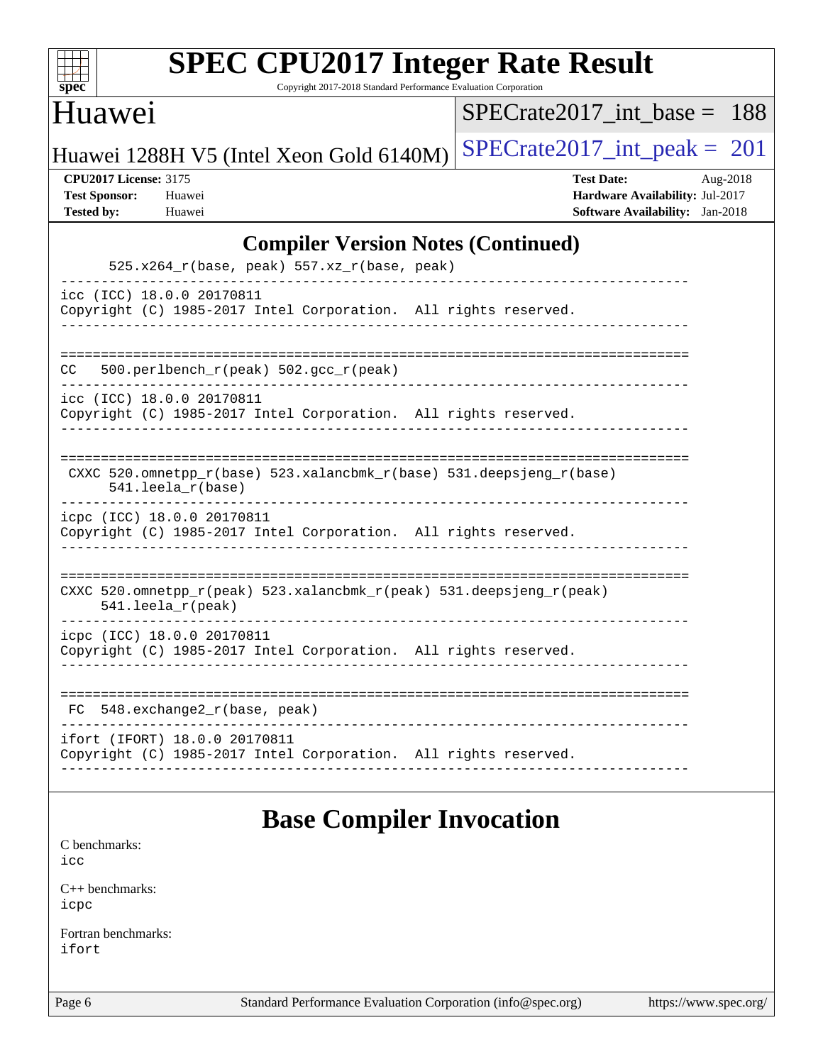## Compiler Version Notes (Continued)

```
      525.x264_r(base, peak) 557.xz_r(base, peak)
------------------------------------------------------------------------------
icc (ICC) 18.0.0 20170811
Copyright (C) 1985-2017 Intel Corporation.  All rights reserved.
------------------------------------------------------------------------------

==============================================================================
CC   500.perlbench_r(peak) 502.gcc_r(peak)
------------------------------------------------------------------------------
icc (ICC) 18.0.0 20170811
Copyright (C) 1985-2017 Intel Corporation.  All rights reserved.
------------------------------------------------------------------------------

==============================================================================
 CXXC 520.omnetpp_r(base) 523.xalancbmk_r(base) 531.deepsjeng_r(base)
      541.leela_r(base)
------------------------------------------------------------------------------
icpc (ICC) 18.0.0 20170811
Copyright (C) 1985-2017 Intel Corporation.  All rights reserved.
------------------------------------------------------------------------------

==============================================================================
CXXC 520.omnetpp_r(peak) 523.xalancbmk_r(peak) 531.deepsjeng_r(peak)
     541.leela_r(peak)
------------------------------------------------------------------------------
icpc (ICC) 18.0.0 20170811
Copyright (C) 1985-2017 Intel Corporation.  All rights reserved.
------------------------------------------------------------------------------

==============================================================================
 FC  548.exchange2_r(base, peak)
------------------------------------------------------------------------------
ifort (IFORT) 18.0.0 20170811
Copyright (C) 1985-2017 Intel Corporation.  All rights reserved.
------------------------------------------------------------------------------
```

## Base Compiler Invocation

C benchmarks:
icc

C++ benchmarks:
icpc

Fortran benchmarks:
ifort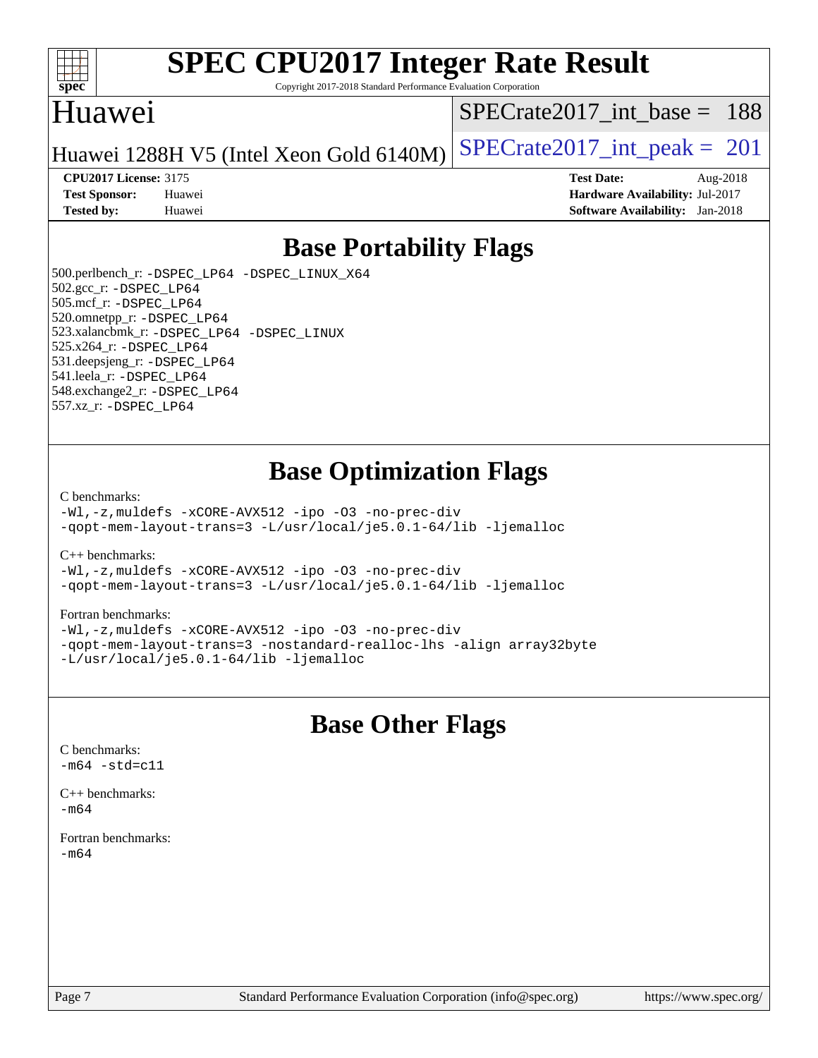# SPEC CPU2017 Integer Rate Result

Copyright 2017-2018 Standard Performance Evaluation Corporation

## Huawei

Huawei 1288H V5 (Intel Xeon Gold 6140M)

SPECrate2017_int_base = 188

SPECrate2017_int_peak = 201

| | | | |
|---|---|---|---|
| **CPU2017 License:** | 3175 | **Test Date:** | Aug-2018 |
| **Test Sponsor:** | Huawei | **Hardware Availability:** | Jul-2017 |
| **Tested by:** | Huawei | **Software Availability:** | Jan-2018 |

## Base Portability Flags

500.perlbench_r: -DSPEC_LP64 -DSPEC_LINUX_X64
502.gcc_r: -DSPEC_LP64
505.mcf_r: -DSPEC_LP64
520.omnetpp_r: -DSPEC_LP64
523.xalancbmk_r: -DSPEC_LP64 -DSPEC_LINUX
525.x264_r: -DSPEC_LP64
531.deepsjeng_r: -DSPEC_LP64
541.leela_r: -DSPEC_LP64
548.exchange2_r: -DSPEC_LP64
557.xz_r: -DSPEC_LP64

## Base Optimization Flags

C benchmarks:
-Wl,-z,muldefs -xCORE-AVX512 -ipo -O3 -no-prec-div
-qopt-mem-layout-trans=3 -L/usr/local/je5.0.1-64/lib -ljemalloc

C++ benchmarks:
-Wl,-z,muldefs -xCORE-AVX512 -ipo -O3 -no-prec-div
-qopt-mem-layout-trans=3 -L/usr/local/je5.0.1-64/lib -ljemalloc

Fortran benchmarks:
-Wl,-z,muldefs -xCORE-AVX512 -ipo -O3 -no-prec-div
-qopt-mem-layout-trans=3 -nostandard-realloc-lhs -align array32byte
-L/usr/local/je5.0.1-64/lib -ljemalloc

## Base Other Flags

C benchmarks:
-m64 -std=c11

C++ benchmarks:
-m64

Fortran benchmarks:
-m64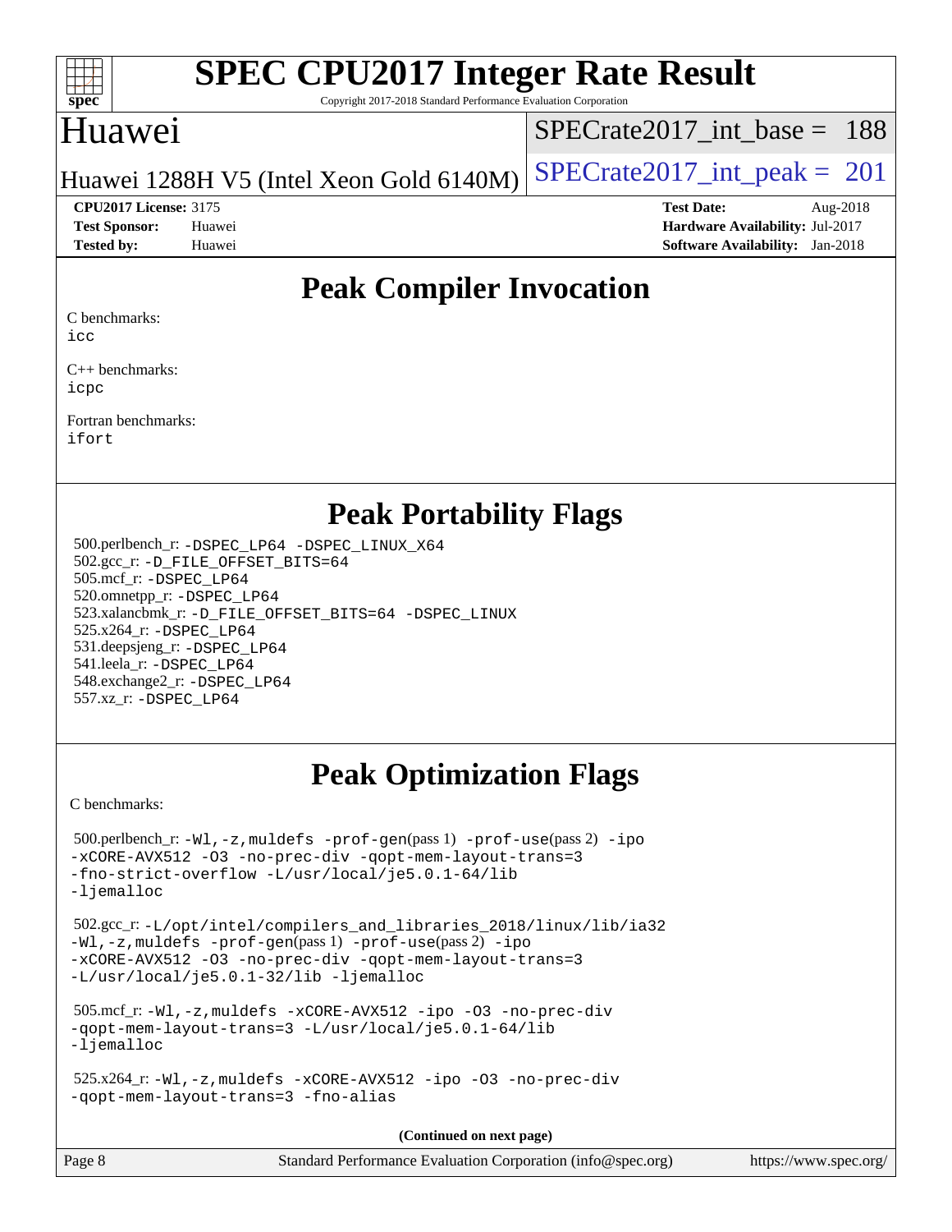# SPEC CPU2017 Integer Rate Result

Copyright 2017-2018 Standard Performance Evaluation Corporation

## Huawei

Huawei 1288H V5 (Intel Xeon Gold 6140M)

SPECrate2017_int_base = 188

SPECrate2017_int_peak = 201

**CPU2017 License:** 3175
**Test Sponsor:** Huawei
**Tested by:** Huawei

**Test Date:** Aug-2018
**Hardware Availability:** Jul-2017
**Software Availability:** Jan-2018

## Peak Compiler Invocation

C benchmarks:
icc

C++ benchmarks:
icpc

Fortran benchmarks:
ifort

## Peak Portability Flags

500.perlbench_r: -DSPEC_LP64 -DSPEC_LINUX_X64
502.gcc_r: -D_FILE_OFFSET_BITS=64
505.mcf_r: -DSPEC_LP64
520.omnetpp_r: -DSPEC_LP64
523.xalancbmk_r: -D_FILE_OFFSET_BITS=64 -DSPEC_LINUX
525.x264_r: -DSPEC_LP64
531.deepsjeng_r: -DSPEC_LP64
541.leela_r: -DSPEC_LP64
548.exchange2_r: -DSPEC_LP64
557.xz_r: -DSPEC_LP64

## Peak Optimization Flags

C benchmarks:

500.perlbench_r: -Wl,-z,muldefs -prof-gen(pass 1) -prof-use(pass 2) -ipo -xCORE-AVX512 -O3 -no-prec-div -qopt-mem-layout-trans=3 -fno-strict-overflow -L/usr/local/je5.0.1-64/lib -ljemalloc

502.gcc_r: -L/opt/intel/compilers_and_libraries_2018/linux/lib/ia32 -Wl,-z,muldefs -prof-gen(pass 1) -prof-use(pass 2) -ipo -xCORE-AVX512 -O3 -no-prec-div -qopt-mem-layout-trans=3 -L/usr/local/je5.0.1-32/lib -ljemalloc

505.mcf_r: -Wl,-z,muldefs -xCORE-AVX512 -ipo -O3 -no-prec-div -qopt-mem-layout-trans=3 -L/usr/local/je5.0.1-64/lib -ljemalloc

525.x264_r: -Wl,-z,muldefs -xCORE-AVX512 -ipo -O3 -no-prec-div -qopt-mem-layout-trans=3 -fno-alias

(Continued on next page)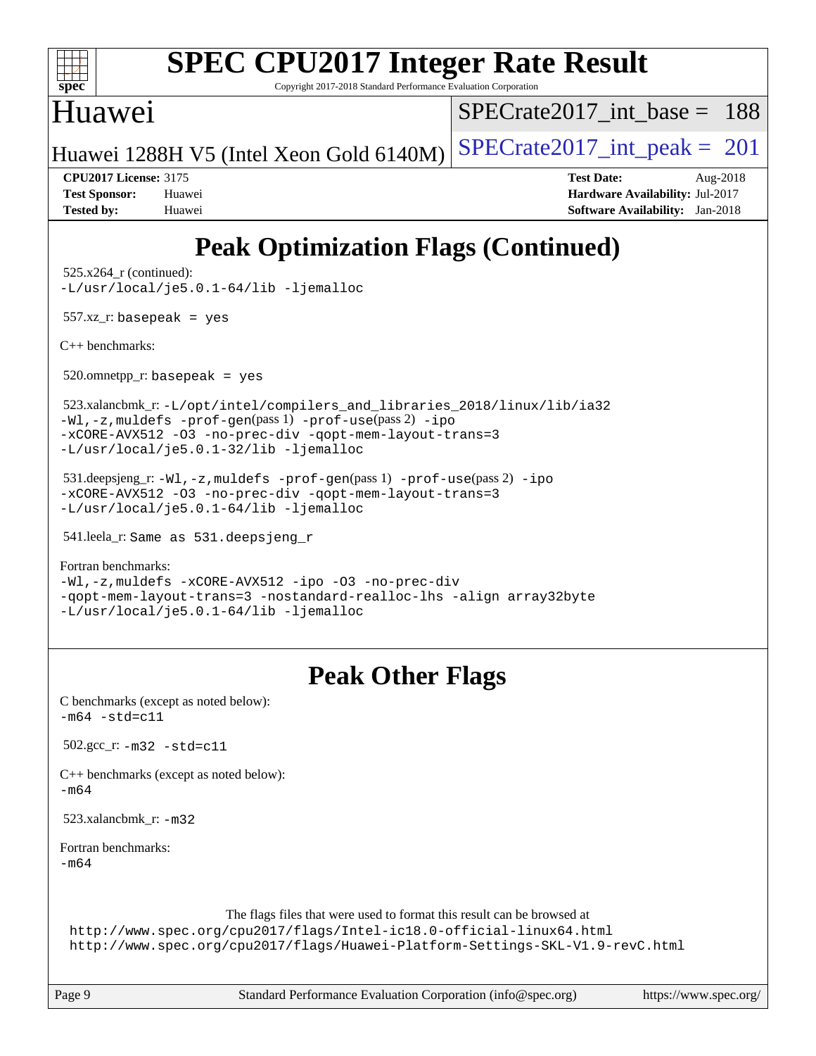# SPEC CPU2017 Integer Rate Result

Copyright 2017-2018 Standard Performance Evaluation Corporation

## Huawei

Huawei 1288H V5 (Intel Xeon Gold 6140M)

SPECrate2017_int_base = 188

SPECrate2017_int_peak = 201

**CPU2017 License:** 3175
**Test Sponsor:** Huawei
**Tested by:** Huawei

**Test Date:** Aug-2018
**Hardware Availability:** Jul-2017
**Software Availability:** Jan-2018

## Peak Optimization Flags (Continued)

525.x264_r (continued):
`-L/usr/local/je5.0.1-64/lib -ljemalloc`

557.xz_r: `basepeak = yes`

C++ benchmarks:

520.omnetpp_r: `basepeak = yes`

523.xalancbmk_r: `-L/opt/intel/compilers_and_libraries_2018/linux/lib/ia32 -Wl,-z,muldefs -prof-gen`(pass 1) `-prof-use`(pass 2) `-ipo -xCORE-AVX512 -O3 -no-prec-div -qopt-mem-layout-trans=3 -L/usr/local/je5.0.1-32/lib -ljemalloc`

531.deepsjeng_r: `-Wl,-z,muldefs -prof-gen`(pass 1) `-prof-use`(pass 2) `-ipo -xCORE-AVX512 -O3 -no-prec-div -qopt-mem-layout-trans=3 -L/usr/local/je5.0.1-64/lib -ljemalloc`

541.leela_r: `Same as 531.deepsjeng_r`

Fortran benchmarks:
`-Wl,-z,muldefs -xCORE-AVX512 -ipo -O3 -no-prec-div -qopt-mem-layout-trans=3 -nostandard-realloc-lhs -align array32byte -L/usr/local/je5.0.1-64/lib -ljemalloc`

## Peak Other Flags

C benchmarks (except as noted below):
`-m64 -std=c11`

502.gcc_r: `-m32 -std=c11`

C++ benchmarks (except as noted below):
`-m64`

523.xalancbmk_r: `-m32`

Fortran benchmarks:
`-m64`

The flags files that were used to format this result can be browsed at
http://www.spec.org/cpu2017/flags/Intel-ic18.0-official-linux64.html
http://www.spec.org/cpu2017/flags/Huawei-Platform-Settings-SKL-V1.9-revC.html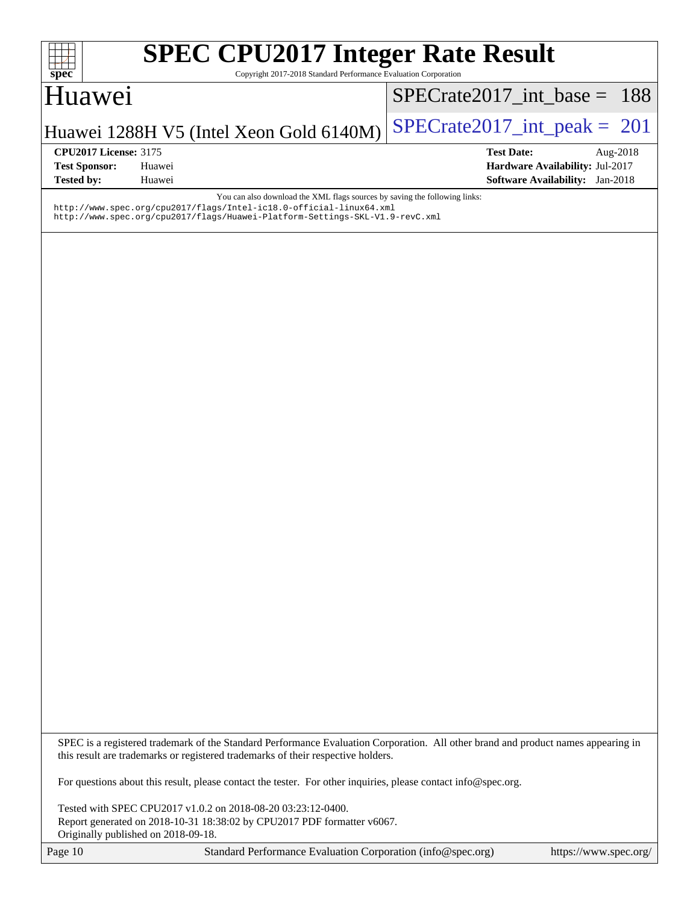You can also download the XML flags sources by saving the following links:

http://www.spec.org/cpu2017/flags/Intel-ic18.0-official-linux64.xml
http://www.spec.org/cpu2017/flags/Huawei-Platform-Settings-SKL-V1.9-revC.xml

SPEC is a registered trademark of the Standard Performance Evaluation Corporation. All other brand and product names appearing in this result are trademarks or registered trademarks of their respective holders.

For questions about this result, please contact the tester. For other inquiries, please contact info@spec.org.

Tested with SPEC CPU2017 v1.0.2 on 2018-08-20 03:23:12-0400.
Report generated on 2018-10-31 18:38:02 by CPU2017 PDF formatter v6067.
Originally published on 2018-09-18.